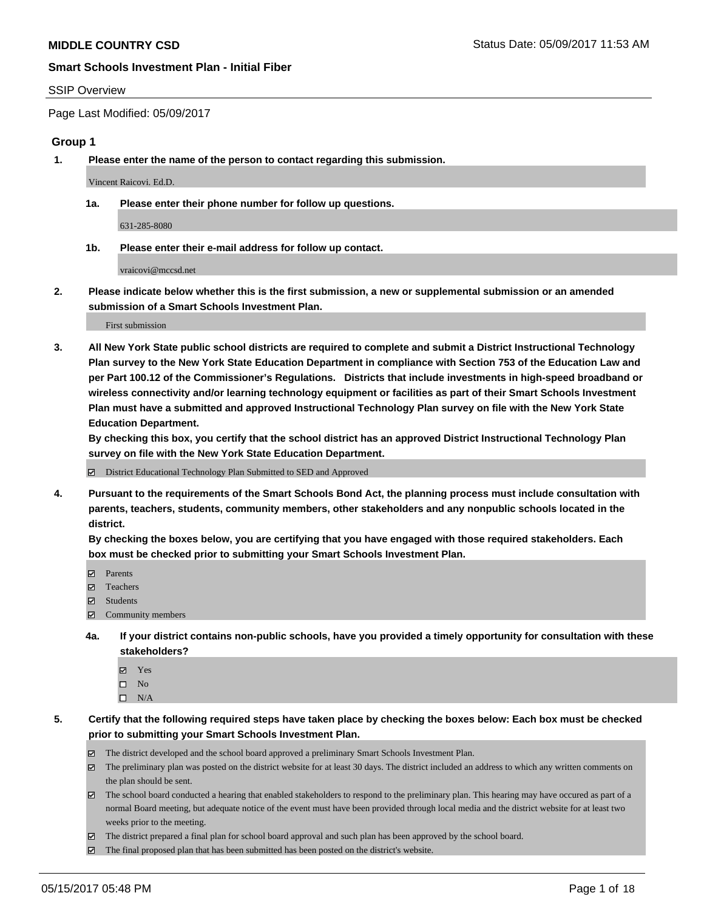**MIDDLE COUNTRY CSD** Status Date: 05/09/2017 11:53 AM

**Smart Schools Investment Plan - Initial Fiber**

SSIP Overview

Page Last Modified: 05/09/2017

## Group 1

**1. Please enter the name of the person to contact regarding this submission.**

Vincent Raicovi. Ed.D.

**1a. Please enter their phone number for follow up questions.**

631-285-8080

**1b. Please enter their e-mail address for follow up contact.**

vraicovi@mccsd.net

**2. Please indicate below whether this is the first submission, a new or supplemental submission or an amended submission of a Smart Schools Investment Plan.**

First submission

**3. All New York State public school districts are required to complete and submit a District Instructional Technology Plan survey to the New York State Education Department in compliance with Section 753 of the Education Law and per Part 100.12 of the Commissioner's Regulations. Districts that include investments in high-speed broadband or wireless connectivity and/or learning technology equipment or facilities as part of their Smart Schools Investment Plan must have a submitted and approved Instructional Technology Plan survey on file with the New York State Education Department.**
**By checking this box, you certify that the school district has an approved District Instructional Technology Plan survey on file with the New York State Education Department.**

☑ District Educational Technology Plan Submitted to SED and Approved

**4. Pursuant to the requirements of the Smart Schools Bond Act, the planning process must include consultation with parents, teachers, students, community members, other stakeholders and any nonpublic schools located in the district.**
**By checking the boxes below, you are certifying that you have engaged with those required stakeholders. Each box must be checked prior to submitting your Smart Schools Investment Plan.**

- ☑ Parents
- ☑ Teachers
- ☑ Students
- ☑ Community members

**4a. If your district contains non-public schools, have you provided a timely opportunity for consultation with these stakeholders?**

- ☑ Yes
- ☐ No
- ☐ N/A

**5. Certify that the following required steps have taken place by checking the boxes below: Each box must be checked prior to submitting your Smart Schools Investment Plan.**

- ☑ The district developed and the school board approved a preliminary Smart Schools Investment Plan.
- ☑ The preliminary plan was posted on the district website for at least 30 days. The district included an address to which any written comments on the plan should be sent.
- ☑ The school board conducted a hearing that enabled stakeholders to respond to the preliminary plan. This hearing may have occured as part of a normal Board meeting, but adequate notice of the event must have been provided through local media and the district website for at least two weeks prior to the meeting.
- ☑ The district prepared a final plan for school board approval and such plan has been approved by the school board.
- ☑ The final proposed plan that has been submitted has been posted on the district's website.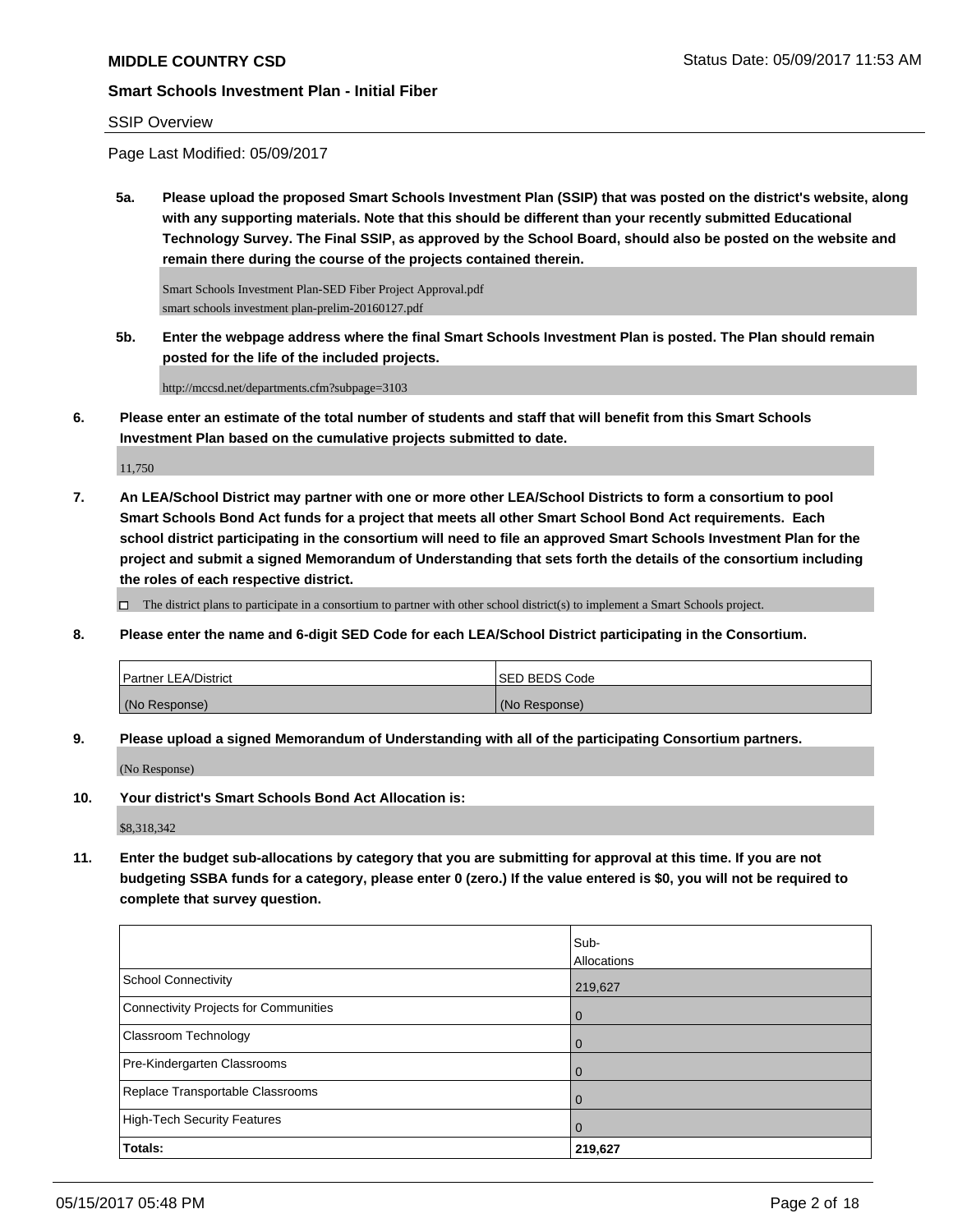**MIDDLE COUNTRY CSD** Status Date: 05/09/2017 11:53 AM

**Smart Schools Investment Plan - Initial Fiber**

SSIP Overview

Page Last Modified: 05/09/2017

**5a. Please upload the proposed Smart Schools Investment Plan (SSIP) that was posted on the district's website, along with any supporting materials. Note that this should be different than your recently submitted Educational Technology Survey. The Final SSIP, as approved by the School Board, should also be posted on the website and remain there during the course of the projects contained therein.**

Smart Schools Investment Plan-SED Fiber Project Approval.pdf
smart schools investment plan-prelim-20160127.pdf

**5b. Enter the webpage address where the final Smart Schools Investment Plan is posted. The Plan should remain posted for the life of the included projects.**

http://mccsd.net/departments.cfm?subpage=3103

**6. Please enter an estimate of the total number of students and staff that will benefit from this Smart Schools Investment Plan based on the cumulative projects submitted to date.**

11,750

**7. An LEA/School District may partner with one or more other LEA/School Districts to form a consortium to pool Smart Schools Bond Act funds for a project that meets all other Smart School Bond Act requirements. Each school district participating in the consortium will need to file an approved Smart Schools Investment Plan for the project and submit a signed Memorandum of Understanding that sets forth the details of the consortium including the roles of each respective district.**

☐ The district plans to participate in a consortium to partner with other school district(s) to implement a Smart Schools project.

**8. Please enter the name and 6-digit SED Code for each LEA/School District participating in the Consortium.**

| Partner LEA/District | SED BEDS Code |
|---|---|
| (No Response) | (No Response) |

**9. Please upload a signed Memorandum of Understanding with all of the participating Consortium partners.**

(No Response)

**10. Your district's Smart Schools Bond Act Allocation is:**

$8,318,342

**11. Enter the budget sub-allocations by category that you are submitting for approval at this time. If you are not budgeting SSBA funds for a category, please enter 0 (zero.) If the value entered is $0, you will not be required to complete that survey question.**

| | Sub-Allocations |
|---|---|
| School Connectivity | 219,627 |
| Connectivity Projects for Communities | 0 |
| Classroom Technology | 0 |
| Pre-Kindergarten Classrooms | 0 |
| Replace Transportable Classrooms | 0 |
| High-Tech Security Features | 0 |
| **Totals:** | **219,627** |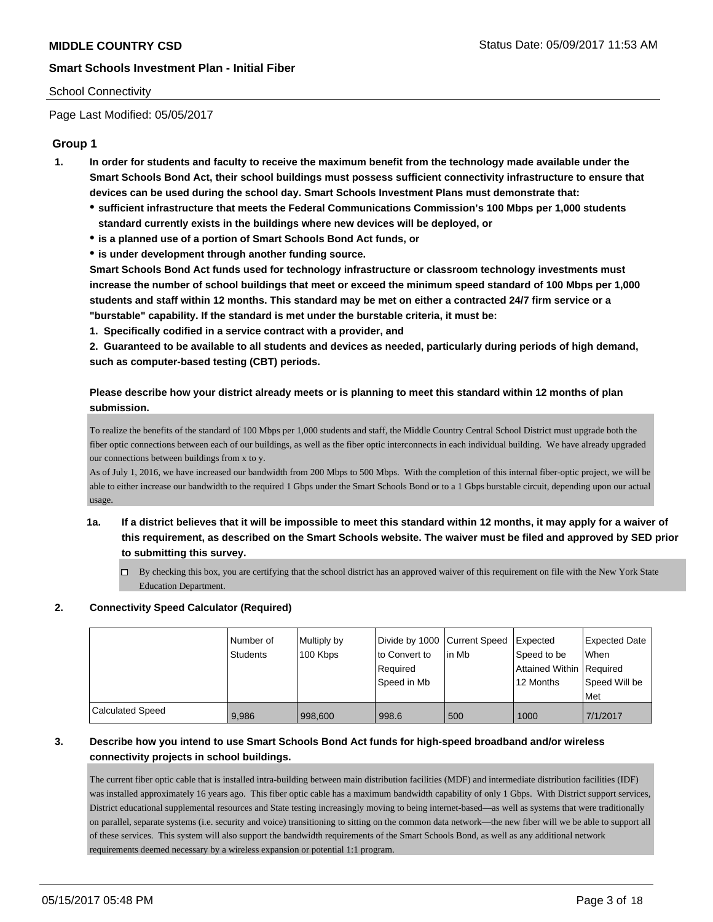School Connectivity

Page Last Modified: 05/05/2017

## Group 1

**1. In order for students and faculty to receive the maximum benefit from the technology made available under the Smart Schools Bond Act, their school buildings must possess sufficient connectivity infrastructure to ensure that devices can be used during the school day. Smart Schools Investment Plans must demonstrate that:**

- **sufficient infrastructure that meets the Federal Communications Commission's 100 Mbps per 1,000 students standard currently exists in the buildings where new devices will be deployed, or**
- **is a planned use of a portion of Smart Schools Bond Act funds, or**
- **is under development through another funding source.**

**Smart Schools Bond Act funds used for technology infrastructure or classroom technology investments must increase the number of school buildings that meet or exceed the minimum speed standard of 100 Mbps per 1,000 students and staff within 12 months. This standard may be met on either a contracted 24/7 firm service or a "burstable" capability. If the standard is met under the burstable criteria, it must be:**

**1. Specifically codified in a service contract with a provider, and**

**2. Guaranteed to be available to all students and devices as needed, particularly during periods of high demand, such as computer-based testing (CBT) periods.**

**Please describe how your district already meets or is planning to meet this standard within 12 months of plan submission.**

To realize the benefits of the standard of 100 Mbps per 1,000 students and staff, the Middle Country Central School District must upgrade both the fiber optic connections between each of our buildings, as well as the fiber optic interconnects in each individual building. We have already upgraded our connections between buildings from x to y.
As of July 1, 2016, we have increased our bandwidth from 200 Mbps to 500 Mbps. With the completion of this internal fiber-optic project, we will be able to either increase our bandwidth to the required 1 Gbps under the Smart Schools Bond or to a 1 Gbps burstable circuit, depending upon our actual usage.

**1a. If a district believes that it will be impossible to meet this standard within 12 months, it may apply for a waiver of this requirement, as described on the Smart Schools website. The waiver must be filed and approved by SED prior to submitting this survey.**

☐ By checking this box, you are certifying that the school district has an approved waiver of this requirement on file with the New York State Education Department.

**2. Connectivity Speed Calculator (Required)**

| | Number of Students | Multiply by 100 Kbps | Divide by 1000 to Convert to Required Speed in Mb | Current Speed in Mb | Expected Speed to be Attained Within 12 Months | Expected Date When Required Speed Will be Met |
|---|---|---|---|---|---|---|
| Calculated Speed | 9,986 | 998,600 | 998.6 | 500 | 1000 | 7/1/2017 |

**3. Describe how you intend to use Smart Schools Bond Act funds for high-speed broadband and/or wireless connectivity projects in school buildings.**

The current fiber optic cable that is installed intra-building between main distribution facilities (MDF) and intermediate distribution facilities (IDF) was installed approximately 16 years ago. This fiber optic cable has a maximum bandwidth capability of only 1 Gbps. With District support services, District educational supplemental resources and State testing increasingly moving to being internet-based—as well as systems that were traditionally on parallel, separate systems (i.e. security and voice) transitioning to sitting on the common data network—the new fiber will we be able to support all of these services. This system will also support the bandwidth requirements of the Smart Schools Bond, as well as any additional network requirements deemed necessary by a wireless expansion or potential 1:1 program.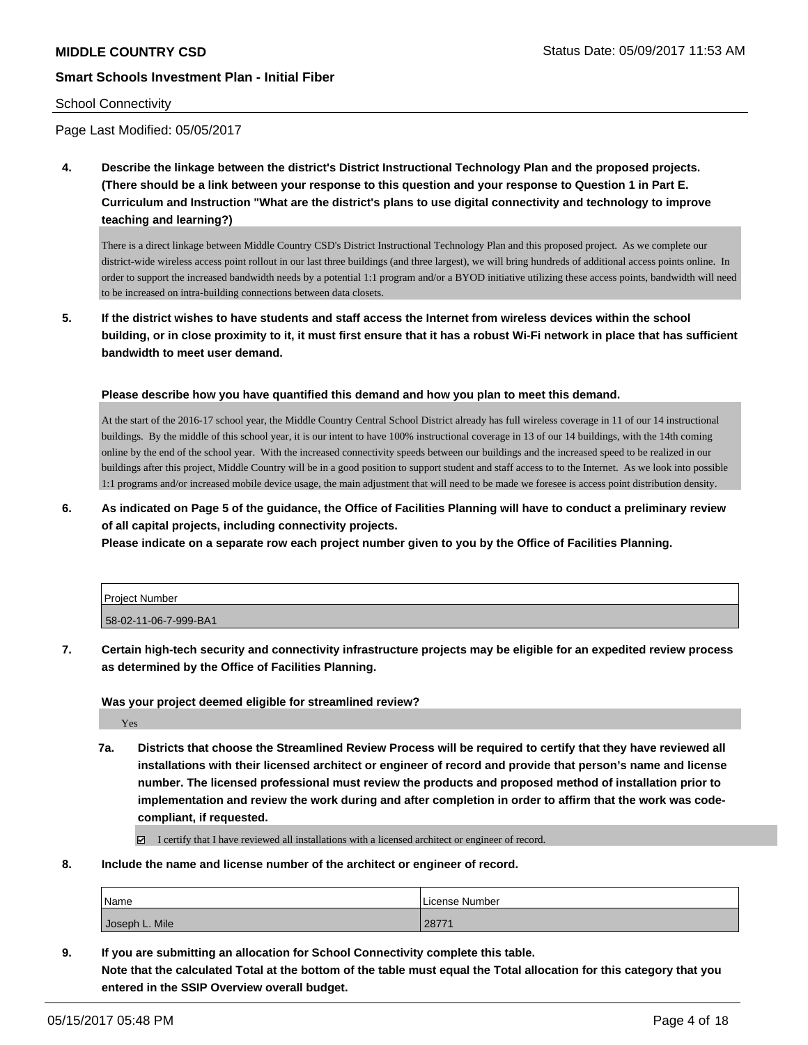School Connectivity

Page Last Modified: 05/05/2017

**4. Describe the linkage between the district's District Instructional Technology Plan and the proposed projects. (There should be a link between your response to this question and your response to Question 1 in Part E. Curriculum and Instruction "What are the district's plans to use digital connectivity and technology to improve teaching and learning?)**

There is a direct linkage between Middle Country CSD's District Instructional Technology Plan and this proposed project. As we complete our district-wide wireless access point rollout in our last three buildings (and three largest), we will bring hundreds of additional access points online. In order to support the increased bandwidth needs by a potential 1:1 program and/or a BYOD initiative utilizing these access points, bandwidth will need to be increased on intra-building connections between data closets.

**5. If the district wishes to have students and staff access the Internet from wireless devices within the school building, or in close proximity to it, it must first ensure that it has a robust Wi-Fi network in place that has sufficient bandwidth to meet user demand.**

**Please describe how you have quantified this demand and how you plan to meet this demand.**

At the start of the 2016-17 school year, the Middle Country Central School District already has full wireless coverage in 11 of our 14 instructional buildings. By the middle of this school year, it is our intent to have 100% instructional coverage in 13 of our 14 buildings, with the 14th coming online by the end of the school year. With the increased connectivity speeds between our buildings and the increased speed to be realized in our buildings after this project, Middle Country will be in a good position to support student and staff access to to the Internet. As we look into possible 1:1 programs and/or increased mobile device usage, the main adjustment that will need to be made we foresee is access point distribution density.

**6. As indicated on Page 5 of the guidance, the Office of Facilities Planning will have to conduct a preliminary review of all capital projects, including connectivity projects.**
**Please indicate on a separate row each project number given to you by the Office of Facilities Planning.**

| Project Number |
|---|
| 58-02-11-06-7-999-BA1 |

**7. Certain high-tech security and connectivity infrastructure projects may be eligible for an expedited review process as determined by the Office of Facilities Planning.**

**Was your project deemed eligible for streamlined review?**

Yes

**7a. Districts that choose the Streamlined Review Process will be required to certify that they have reviewed all installations with their licensed architect or engineer of record and provide that person's name and license number. The licensed professional must review the products and proposed method of installation prior to implementation and review the work during and after completion in order to affirm that the work was code-compliant, if requested.**

☑ I certify that I have reviewed all installations with a licensed architect or engineer of record.

**8. Include the name and license number of the architect or engineer of record.**

| Name | License Number |
|---|---|
| Joseph L. Mile | 28771 |

**9. If you are submitting an allocation for School Connectivity complete this table.**
**Note that the calculated Total at the bottom of the table must equal the Total allocation for this category that you entered in the SSIP Overview overall budget.**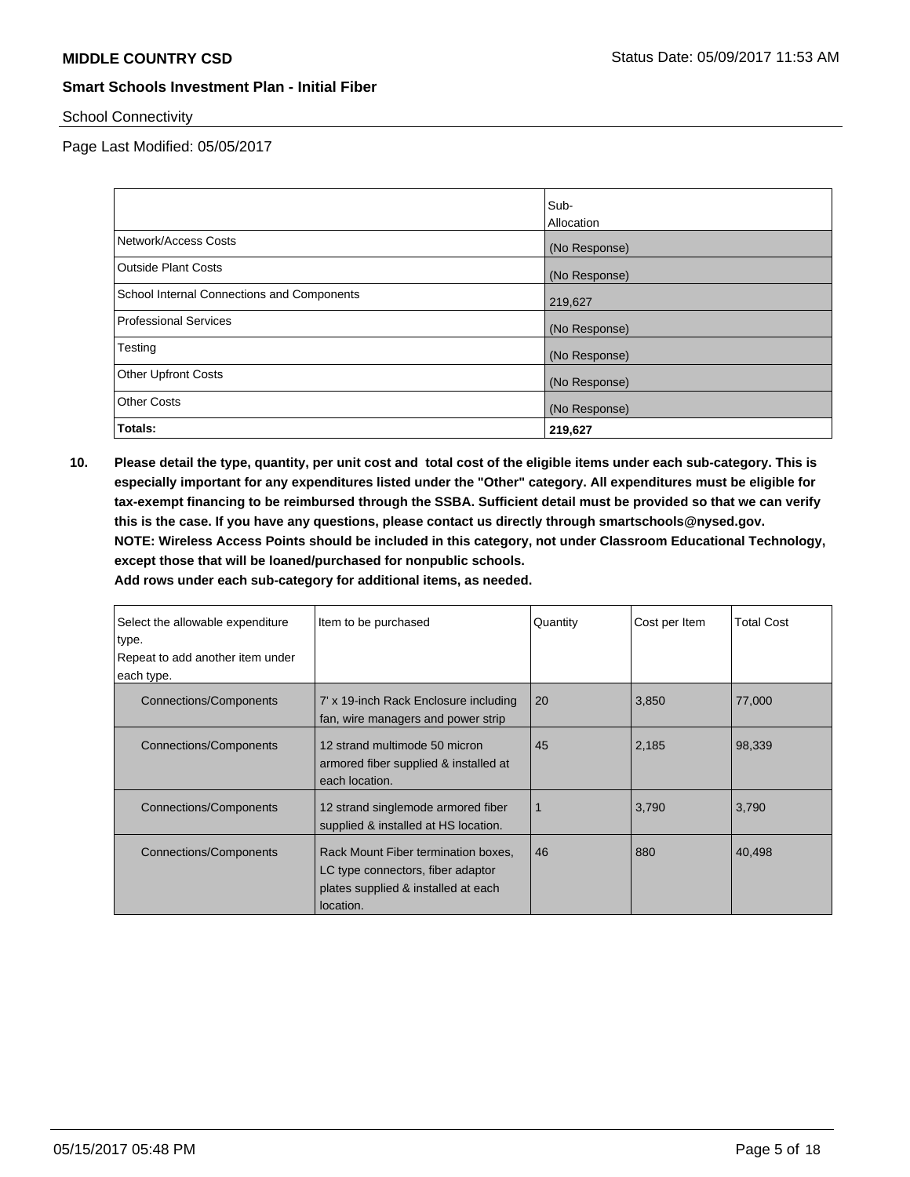School Connectivity

Page Last Modified: 05/05/2017

| | Sub-Allocation |
|---|---|
| Network/Access Costs | (No Response) |
| Outside Plant Costs | (No Response) |
| School Internal Connections and Components | 219,627 |
| Professional Services | (No Response) |
| Testing | (No Response) |
| Other Upfront Costs | (No Response) |
| Other Costs | (No Response) |
| **Totals:** | **219,627** |

**10. Please detail the type, quantity, per unit cost and total cost of the eligible items under each sub-category. This is especially important for any expenditures listed under the "Other" category. All expenditures must be eligible for tax-exempt financing to be reimbursed through the SSBA. Sufficient detail must be provided so that we can verify this is the case. If you have any questions, please contact us directly through smartschools@nysed.gov. NOTE: Wireless Access Points should be included in this category, not under Classroom Educational Technology, except those that will be loaned/purchased for nonpublic schools. Add rows under each sub-category for additional items, as needed.**

| Select the allowable expenditure type. Repeat to add another item under each type. | Item to be purchased | Quantity | Cost per Item | Total Cost |
|---|---|---|---|---|
| Connections/Components | 7' x 19-inch Rack Enclosure including fan, wire managers and power strip | 20 | 3,850 | 77,000 |
| Connections/Components | 12 strand multimode 50 micron armored fiber supplied & installed at each location. | 45 | 2,185 | 98,339 |
| Connections/Components | 12 strand singlemode armored fiber supplied & installed at HS location. | 1 | 3,790 | 3,790 |
| Connections/Components | Rack Mount Fiber termination boxes, LC type connectors, fiber adaptor plates supplied & installed at each location. | 46 | 880 | 40,498 |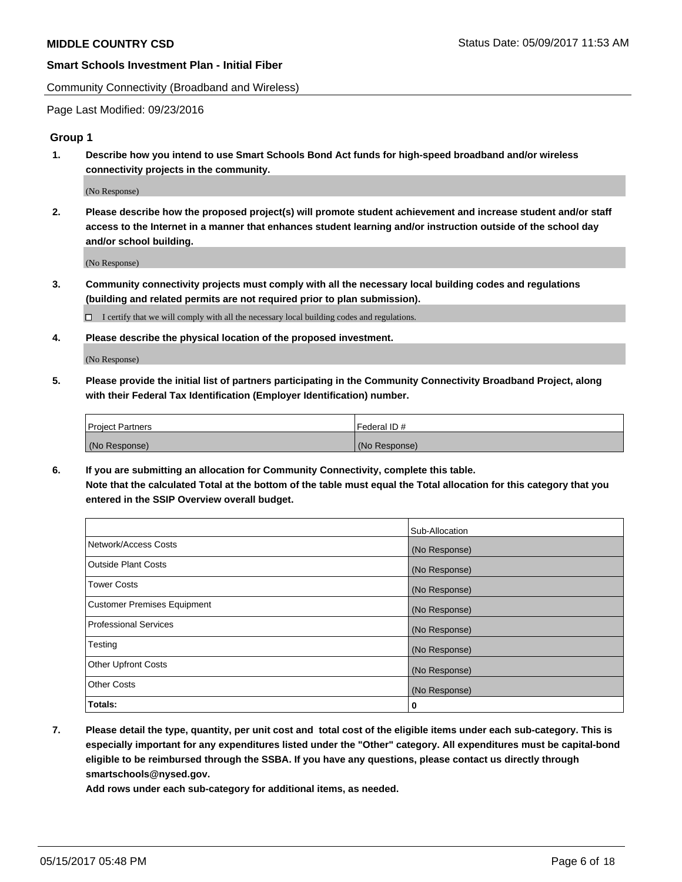## Community Connectivity (Broadband and Wireless)

Page Last Modified: 09/23/2016

### Group 1

**1. Describe how you intend to use Smart Schools Bond Act funds for high-speed broadband and/or wireless connectivity projects in the community.**

(No Response)

**2. Please describe how the proposed project(s) will promote student achievement and increase student and/or staff access to the Internet in a manner that enhances student learning and/or instruction outside of the school day and/or school building.**

(No Response)

**3. Community connectivity projects must comply with all the necessary local building codes and regulations (building and related permits are not required prior to plan submission).**

☐ I certify that we will comply with all the necessary local building codes and regulations.

**4. Please describe the physical location of the proposed investment.**

(No Response)

**5. Please provide the initial list of partners participating in the Community Connectivity Broadband Project, along with their Federal Tax Identification (Employer Identification) number.**

| Project Partners | Federal ID # |
|---|---|
| (No Response) | (No Response) |

**6. If you are submitting an allocation for Community Connectivity, complete this table.**
**Note that the calculated Total at the bottom of the table must equal the Total allocation for this category that you entered in the SSIP Overview overall budget.**

| | Sub-Allocation |
|---|---|
| Network/Access Costs | (No Response) |
| Outside Plant Costs | (No Response) |
| Tower Costs | (No Response) |
| Customer Premises Equipment | (No Response) |
| Professional Services | (No Response) |
| Testing | (No Response) |
| Other Upfront Costs | (No Response) |
| Other Costs | (No Response) |
| **Totals:** | **0** |

**7. Please detail the type, quantity, per unit cost and total cost of the eligible items under each sub-category. This is especially important for any expenditures listed under the "Other" category. All expenditures must be capital-bond eligible to be reimbursed through the SSBA. If you have any questions, please contact us directly through smartschools@nysed.gov.**
**Add rows under each sub-category for additional items, as needed.**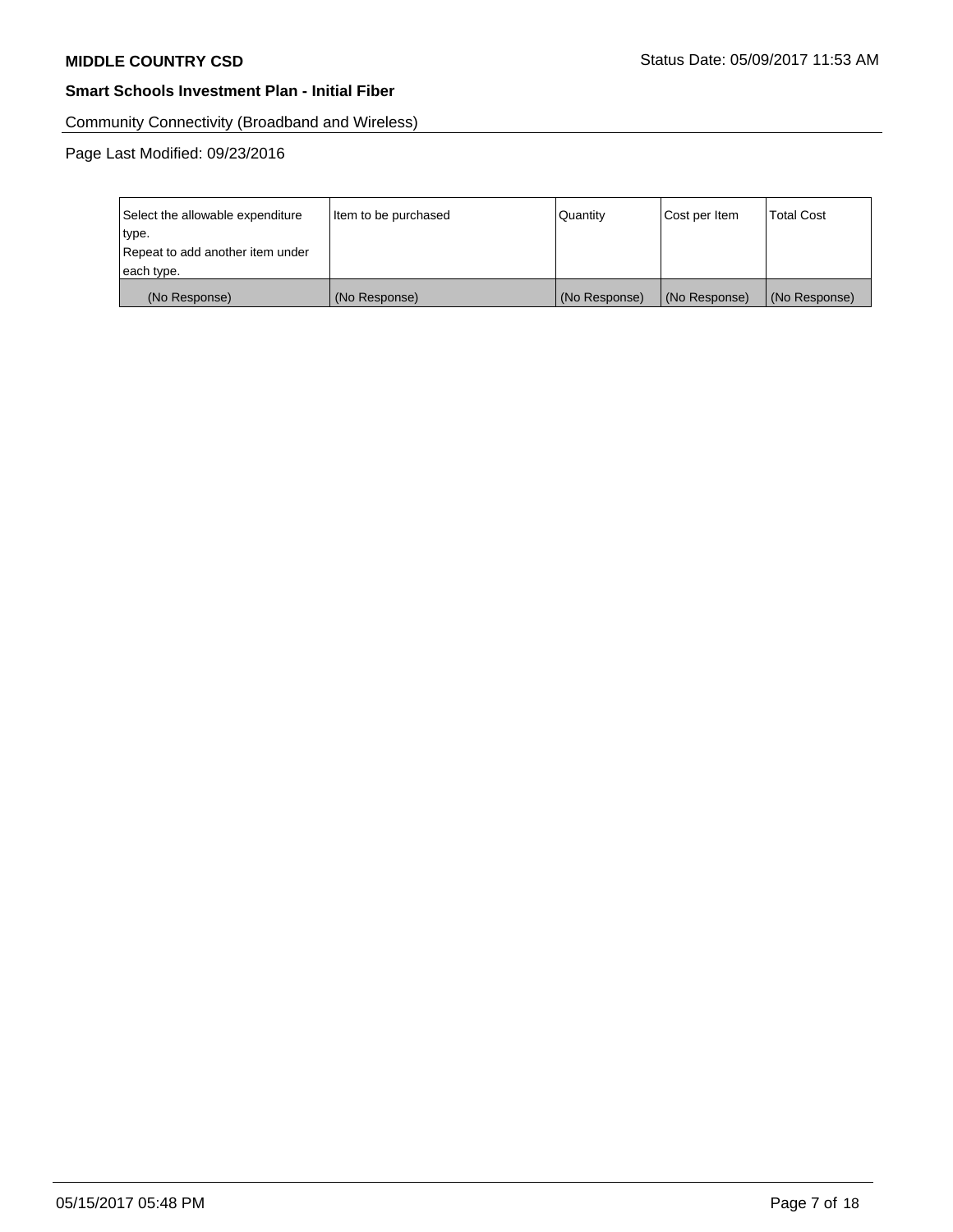**MIDDLE COUNTRY CSD** Status Date: 05/09/2017 11:53 AM

**Smart Schools Investment Plan - Initial Fiber**

Community Connectivity (Broadband and Wireless)

Page Last Modified: 09/23/2016

| Select the allowable expenditure type. Repeat to add another item under each type. | Item to be purchased | Quantity | Cost per Item | Total Cost |
|---|---|---|---|---|
| (No Response) | (No Response) | (No Response) | (No Response) | (No Response) |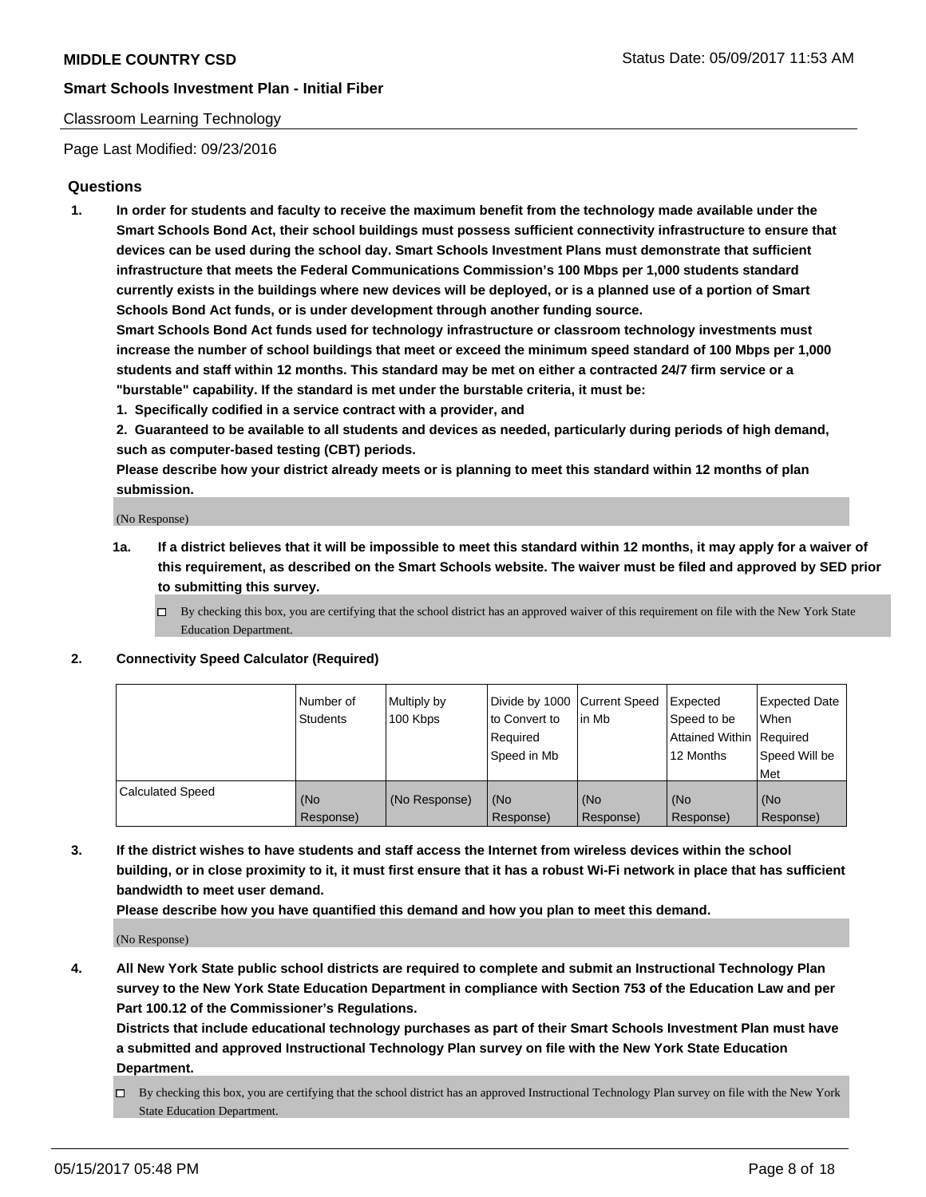**MIDDLE COUNTRY CSD**

Status Date: 05/09/2017 11:53 AM

**Smart Schools Investment Plan - Initial Fiber**

Classroom Learning Technology

Page Last Modified: 09/23/2016

## Questions

1. **In order for students and faculty to receive the maximum benefit from the technology made available under the Smart Schools Bond Act, their school buildings must possess sufficient connectivity infrastructure to ensure that devices can be used during the school day. Smart Schools Investment Plans must demonstrate that sufficient infrastructure that meets the Federal Communications Commission's 100 Mbps per 1,000 students standard currently exists in the buildings where new devices will be deployed, or is a planned use of a portion of Smart Schools Bond Act funds, or is under development through another funding source.**
   **Smart Schools Bond Act funds used for technology infrastructure or classroom technology investments must increase the number of school buildings that meet or exceed the minimum speed standard of 100 Mbps per 1,000 students and staff within 12 months. This standard may be met on either a contracted 24/7 firm service or a "burstable" capability. If the standard is met under the burstable criteria, it must be:**
   **1. Specifically codified in a service contract with a provider, and**
   **2. Guaranteed to be available to all students and devices as needed, particularly during periods of high demand, such as computer-based testing (CBT) periods.**
   **Please describe how your district already meets or is planning to meet this standard within 12 months of plan submission.**

   (No Response)

   **1a. If a district believes that it will be impossible to meet this standard within 12 months, it may apply for a waiver of this requirement, as described on the Smart Schools website. The waiver must be filed and approved by SED prior to submitting this survey.**

   - ☐ By checking this box, you are certifying that the school district has an approved waiver of this requirement on file with the New York State Education Department.

2. **Connectivity Speed Calculator (Required)**

| | Number of Students | Multiply by 100 Kbps | Divide by 1000 to Convert to Required Speed in Mb | Current Speed in Mb | Expected Speed to be Attained Within 12 Months | Expected Date When Required Speed Will be Met |
|---|---|---|---|---|---|---|
| Calculated Speed | (No Response) | (No Response) | (No Response) | (No Response) | (No Response) | (No Response) |

3. **If the district wishes to have students and staff access the Internet from wireless devices within the school building, or in close proximity to it, it must first ensure that it has a robust Wi-Fi network in place that has sufficient bandwidth to meet user demand.**
   **Please describe how you have quantified this demand and how you plan to meet this demand.**

   (No Response)

4. **All New York State public school districts are required to complete and submit an Instructional Technology Plan survey to the New York State Education Department in compliance with Section 753 of the Education Law and per Part 100.12 of the Commissioner's Regulations.**
   **Districts that include educational technology purchases as part of their Smart Schools Investment Plan must have a submitted and approved Instructional Technology Plan survey on file with the New York State Education Department.**

   - ☐ By checking this box, you are certifying that the school district has an approved Instructional Technology Plan survey on file with the New York State Education Department.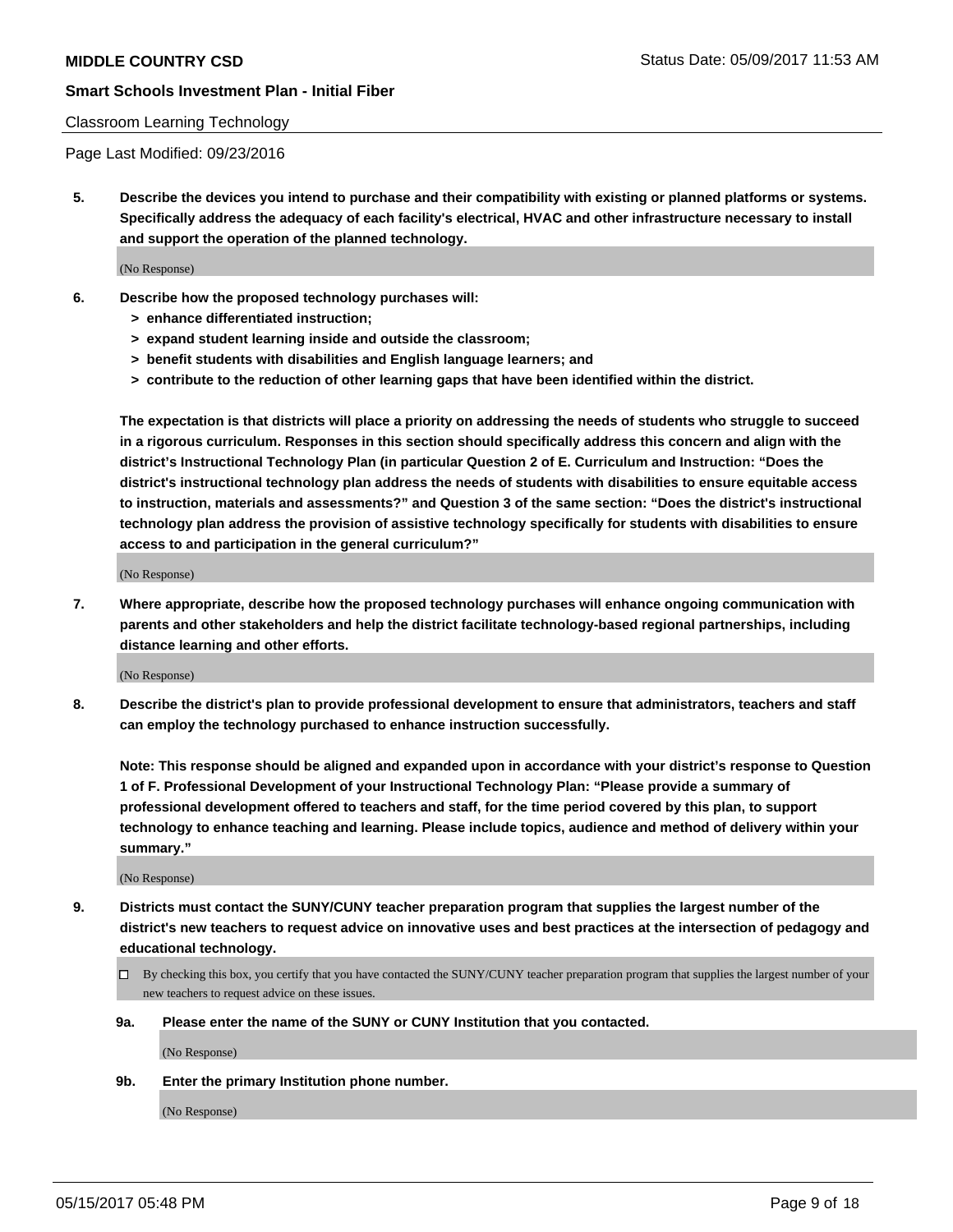Classroom Learning Technology

Page Last Modified: 09/23/2016

**5. Describe the devices you intend to purchase and their compatibility with existing or planned platforms or systems. Specifically address the adequacy of each facility's electrical, HVAC and other infrastructure necessary to install and support the operation of the planned technology.**

(No Response)

**6. Describe how the proposed technology purchases will:**

- **> enhance differentiated instruction;**
- **> expand student learning inside and outside the classroom;**
- **> benefit students with disabilities and English language learners; and**
- **> contribute to the reduction of other learning gaps that have been identified within the district.**

**The expectation is that districts will place a priority on addressing the needs of students who struggle to succeed in a rigorous curriculum. Responses in this section should specifically address this concern and align with the district's Instructional Technology Plan (in particular Question 2 of E. Curriculum and Instruction: "Does the district's instructional technology plan address the needs of students with disabilities to ensure equitable access to instruction, materials and assessments?" and Question 3 of the same section: "Does the district's instructional technology plan address the provision of assistive technology specifically for students with disabilities to ensure access to and participation in the general curriculum?"**

(No Response)

**7. Where appropriate, describe how the proposed technology purchases will enhance ongoing communication with parents and other stakeholders and help the district facilitate technology-based regional partnerships, including distance learning and other efforts.**

(No Response)

**8. Describe the district's plan to provide professional development to ensure that administrators, teachers and staff can employ the technology purchased to enhance instruction successfully.**

**Note: This response should be aligned and expanded upon in accordance with your district's response to Question 1 of F. Professional Development of your Instructional Technology Plan: "Please provide a summary of professional development offered to teachers and staff, for the time period covered by this plan, to support technology to enhance teaching and learning. Please include topics, audience and method of delivery within your summary."**

(No Response)

**9. Districts must contact the SUNY/CUNY teacher preparation program that supplies the largest number of the district's new teachers to request advice on innovative uses and best practices at the intersection of pedagogy and educational technology.**

☐ By checking this box, you certify that you have contacted the SUNY/CUNY teacher preparation program that supplies the largest number of your new teachers to request advice on these issues.

**9a. Please enter the name of the SUNY or CUNY Institution that you contacted.**

(No Response)

**9b. Enter the primary Institution phone number.**

(No Response)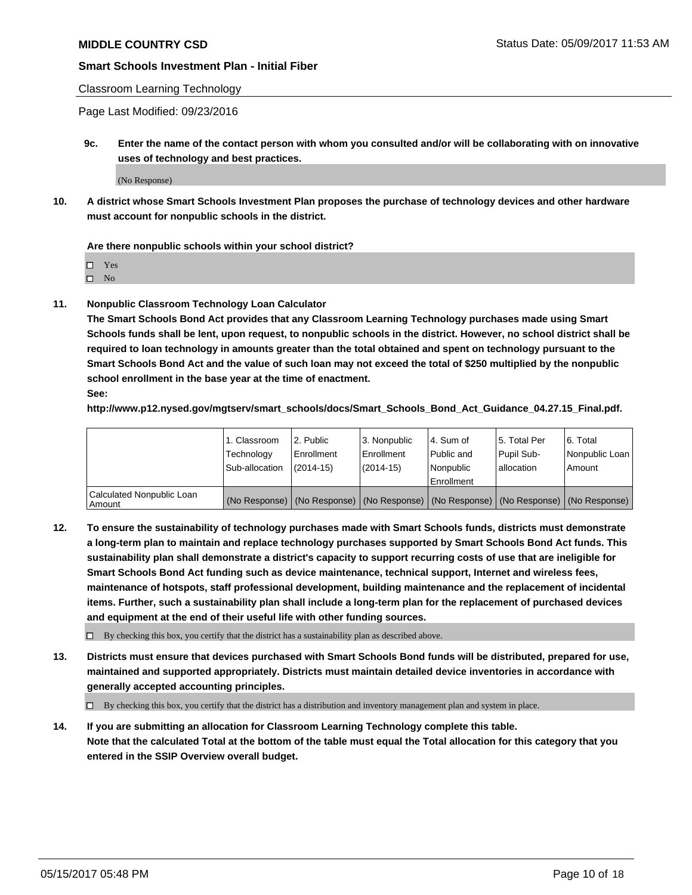**MIDDLE COUNTRY CSD**

**Smart Schools Investment Plan - Initial Fiber**

Classroom Learning Technology

Page Last Modified: 09/23/2016

**9c. Enter the name of the contact person with whom you consulted and/or will be collaborating with on innovative uses of technology and best practices.**

(No Response)

**10. A district whose Smart Schools Investment Plan proposes the purchase of technology devices and other hardware must account for nonpublic schools in the district.**

**Are there nonpublic schools within your school district?**

- ☐ Yes
- ☐ No

**11. Nonpublic Classroom Technology Loan Calculator**
**The Smart Schools Bond Act provides that any Classroom Learning Technology purchases made using Smart Schools funds shall be lent, upon request, to nonpublic schools in the district. However, no school district shall be required to loan technology in amounts greater than the total obtained and spent on technology pursuant to the Smart Schools Bond Act and the value of such loan may not exceed the total of $250 multiplied by the nonpublic school enrollment in the base year at the time of enactment.**
**See:**
**http://www.p12.nysed.gov/mgtserv/smart_schools/docs/Smart_Schools_Bond_Act_Guidance_04.27.15_Final.pdf.**

| | 1. Classroom Technology Sub-allocation | 2. Public Enrollment (2014-15) | 3. Nonpublic Enrollment (2014-15) | 4. Sum of Public and Nonpublic Enrollment | 5. Total Per Pupil Sub-allocation | 6. Total Nonpublic Loan Amount |
|---|---|---|---|---|---|---|
| Calculated Nonpublic Loan Amount | (No Response) | (No Response) | (No Response) | (No Response) | (No Response) | (No Response) |

**12. To ensure the sustainability of technology purchases made with Smart Schools funds, districts must demonstrate a long-term plan to maintain and replace technology purchases supported by Smart Schools Bond Act funds. This sustainability plan shall demonstrate a district's capacity to support recurring costs of use that are ineligible for Smart Schools Bond Act funding such as device maintenance, technical support, Internet and wireless fees, maintenance of hotspots, staff professional development, building maintenance and the replacement of incidental items. Further, such a sustainability plan shall include a long-term plan for the replacement of purchased devices and equipment at the end of their useful life with other funding sources.**

☐ By checking this box, you certify that the district has a sustainability plan as described above.

**13. Districts must ensure that devices purchased with Smart Schools Bond funds will be distributed, prepared for use, maintained and supported appropriately. Districts must maintain detailed device inventories in accordance with generally accepted accounting principles.**

☐ By checking this box, you certify that the district has a distribution and inventory management plan and system in place.

**14. If you are submitting an allocation for Classroom Learning Technology complete this table.**
**Note that the calculated Total at the bottom of the table must equal the Total allocation for this category that you entered in the SSIP Overview overall budget.**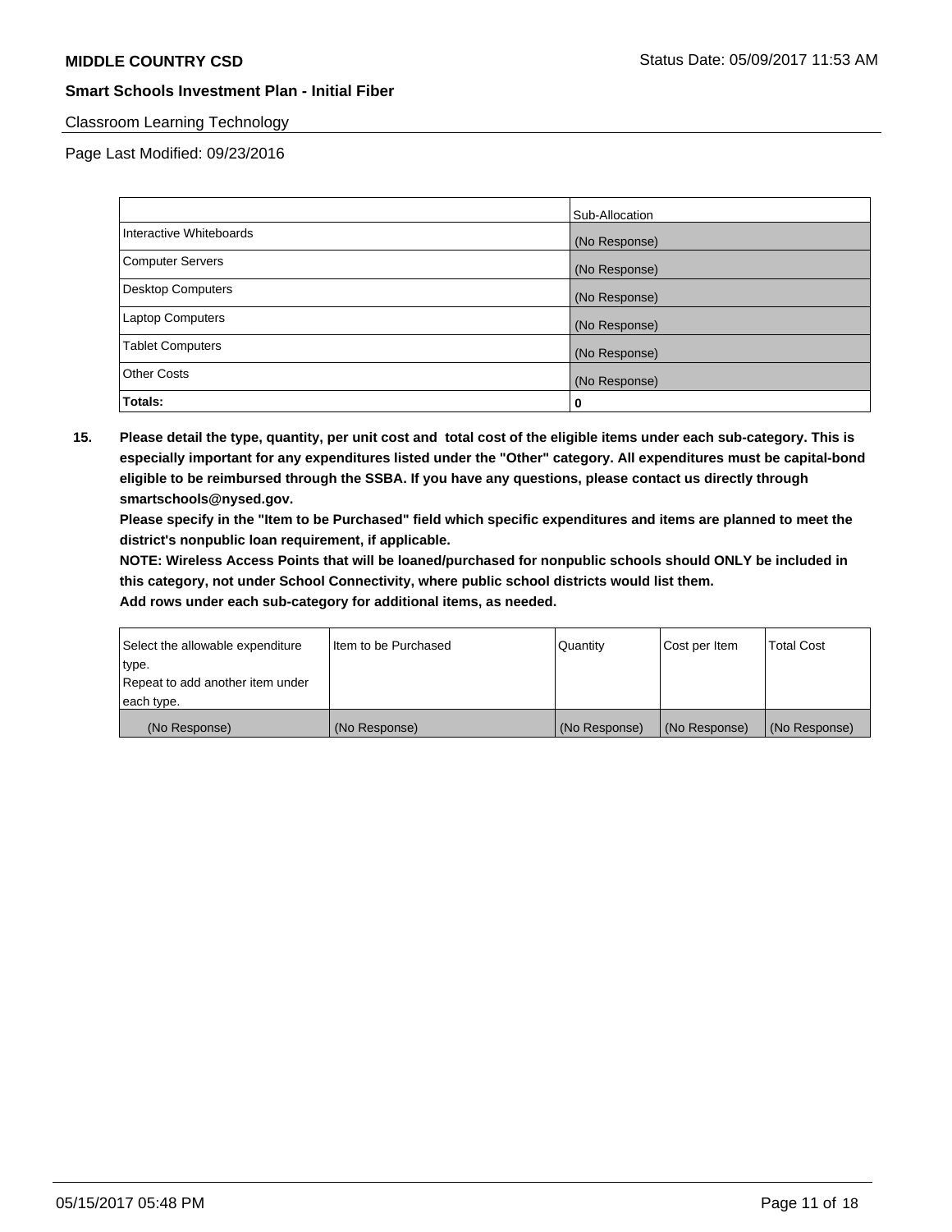**MIDDLE COUNTRY CSD** Status Date: 05/09/2017 11:53 AM

**Smart Schools Investment Plan - Initial Fiber**

Classroom Learning Technology

Page Last Modified: 09/23/2016

| | Sub-Allocation |
|---|---|
| Interactive Whiteboards | (No Response) |
| Computer Servers | (No Response) |
| Desktop Computers | (No Response) |
| Laptop Computers | (No Response) |
| Tablet Computers | (No Response) |
| Other Costs | (No Response) |
| **Totals:** | **0** |

**15. Please detail the type, quantity, per unit cost and total cost of the eligible items under each sub-category. This is especially important for any expenditures listed under the "Other" category. All expenditures must be capital-bond eligible to be reimbursed through the SSBA. If you have any questions, please contact us directly through smartschools@nysed.gov.**

**Please specify in the "Item to be Purchased" field which specific expenditures and items are planned to meet the district's nonpublic loan requirement, if applicable.**

**NOTE: Wireless Access Points that will be loaned/purchased for nonpublic schools should ONLY be included in this category, not under School Connectivity, where public school districts would list them.**

**Add rows under each sub-category for additional items, as needed.**

| Select the allowable expenditure type. Repeat to add another item under each type. | Item to be Purchased | Quantity | Cost per Item | Total Cost |
|---|---|---|---|---|
| (No Response) | (No Response) | (No Response) | (No Response) | (No Response) |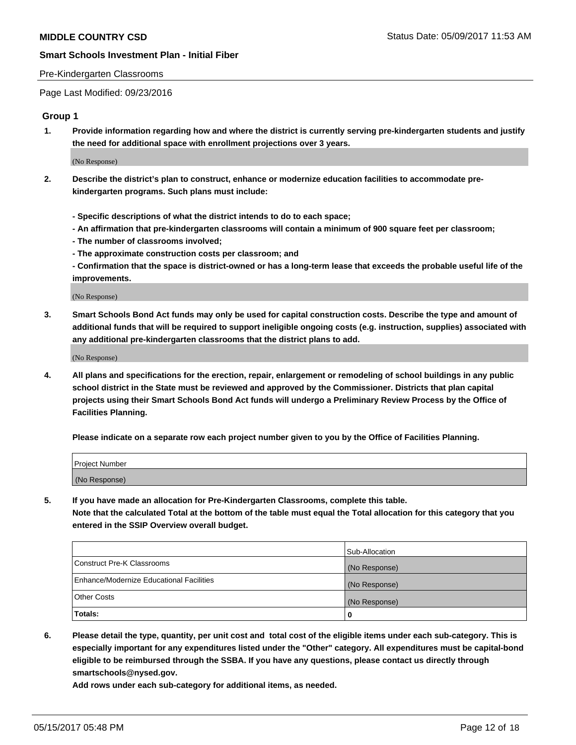Pre-Kindergarten Classrooms

Page Last Modified: 09/23/2016

## Group 1

1. **Provide information regarding how and where the district is currently serving pre-kindergarten students and justify the need for additional space with enrollment projections over 3 years.**

   (No Response)

2. **Describe the district's plan to construct, enhance or modernize education facilities to accommodate pre-kindergarten programs. Such plans must include:**

   **- Specific descriptions of what the district intends to do to each space;**
   **- An affirmation that pre-kindergarten classrooms will contain a minimum of 900 square feet per classroom;**
   **- The number of classrooms involved;**
   **- The approximate construction costs per classroom; and**
   **- Confirmation that the space is district-owned or has a long-term lease that exceeds the probable useful life of the improvements.**

   (No Response)

3. **Smart Schools Bond Act funds may only be used for capital construction costs. Describe the type and amount of additional funds that will be required to support ineligible ongoing costs (e.g. instruction, supplies) associated with any additional pre-kindergarten classrooms that the district plans to add.**

   (No Response)

4. **All plans and specifications for the erection, repair, enlargement or remodeling of school buildings in any public school district in the State must be reviewed and approved by the Commissioner. Districts that plan capital projects using their Smart Schools Bond Act funds will undergo a Preliminary Review Process by the Office of Facilities Planning.**

   **Please indicate on a separate row each project number given to you by the Office of Facilities Planning.**

| Project Number |
| --- |
| (No Response) |

5. **If you have made an allocation for Pre-Kindergarten Classrooms, complete this table.**
   **Note that the calculated Total at the bottom of the table must equal the Total allocation for this category that you entered in the SSIP Overview overall budget.**

| | Sub-Allocation |
| --- | --- |
| Construct Pre-K Classrooms | (No Response) |
| Enhance/Modernize Educational Facilities | (No Response) |
| Other Costs | (No Response) |
| **Totals:** | **0** |

6. **Please detail the type, quantity, per unit cost and total cost of the eligible items under each sub-category. This is especially important for any expenditures listed under the "Other" category. All expenditures must be capital-bond eligible to be reimbursed through the SSBA. If you have any questions, please contact us directly through smartschools@nysed.gov.**

   **Add rows under each sub-category for additional items, as needed.**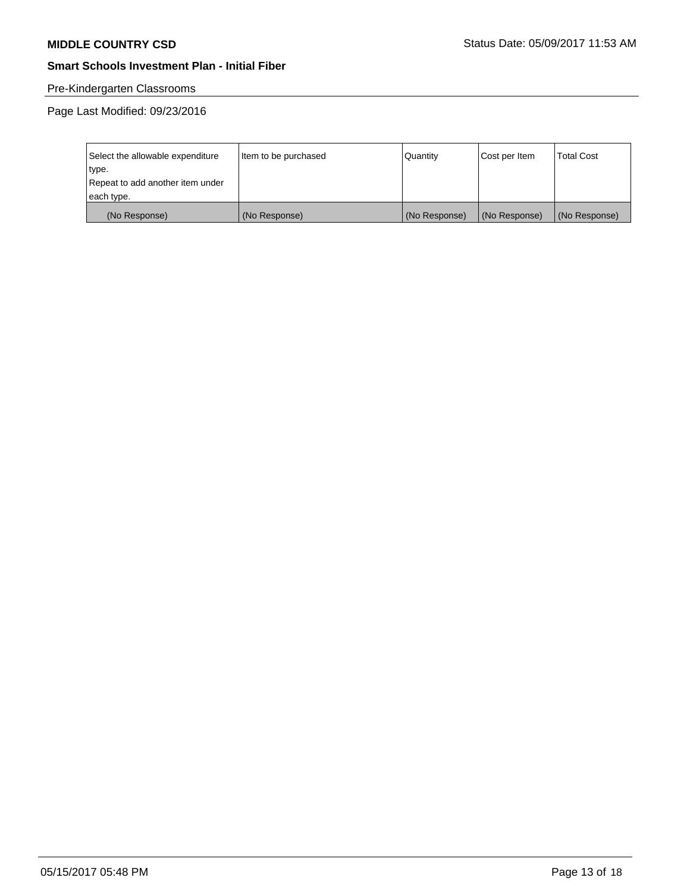**MIDDLE COUNTRY CSD** Status Date: 05/09/2017 11:53 AM

**Smart Schools Investment Plan - Initial Fiber**

Pre-Kindergarten Classrooms

Page Last Modified: 09/23/2016

| Select the allowable expenditure type.<br>Repeat to add another item under each type. | Item to be purchased | Quantity | Cost per Item | Total Cost |
|---|---|---|---|---|
| (No Response) | (No Response) | (No Response) | (No Response) | (No Response) |

05/15/2017 05:48 PM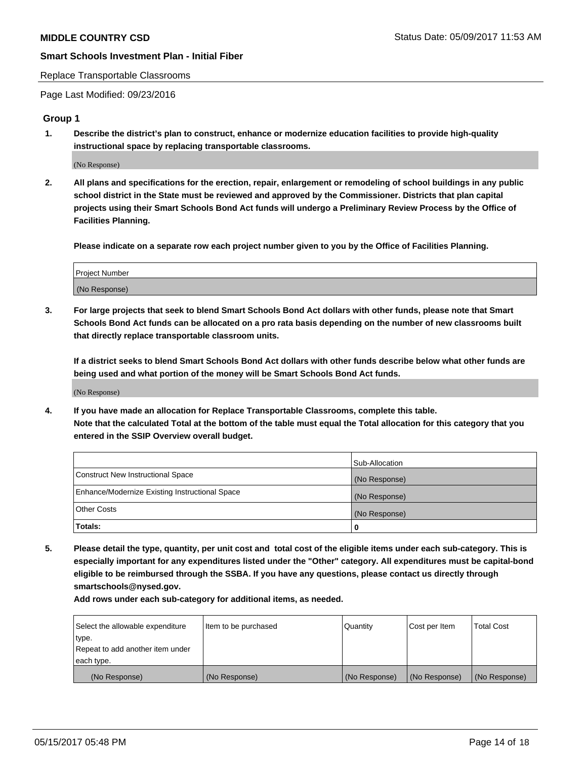Replace Transportable Classrooms

Page Last Modified: 09/23/2016

## Group 1

1. **Describe the district's plan to construct, enhance or modernize education facilities to provide high-quality instructional space by replacing transportable classrooms.**

   (No Response)

2. **All plans and specifications for the erection, repair, enlargement or remodeling of school buildings in any public school district in the State must be reviewed and approved by the Commissioner. Districts that plan capital projects using their Smart Schools Bond Act funds will undergo a Preliminary Review Process by the Office of Facilities Planning.**

   **Please indicate on a separate row each project number given to you by the Office of Facilities Planning.**

| Project Number |
| --- |
| (No Response) |

3. **For large projects that seek to blend Smart Schools Bond Act dollars with other funds, please note that Smart Schools Bond Act funds can be allocated on a pro rata basis depending on the number of new classrooms built that directly replace transportable classroom units.**

   **If a district seeks to blend Smart Schools Bond Act dollars with other funds describe below what other funds are being used and what portion of the money will be Smart Schools Bond Act funds.**

   (No Response)

4. **If you have made an allocation for Replace Transportable Classrooms, complete this table. Note that the calculated Total at the bottom of the table must equal the Total allocation for this category that you entered in the SSIP Overview overall budget.**

| | Sub-Allocation |
| --- | --- |
| Construct New Instructional Space | (No Response) |
| Enhance/Modernize Existing Instructional Space | (No Response) |
| Other Costs | (No Response) |
| **Totals:** | **0** |

5. **Please detail the type, quantity, per unit cost and total cost of the eligible items under each sub-category. This is especially important for any expenditures listed under the "Other" category. All expenditures must be capital-bond eligible to be reimbursed through the SSBA. If you have any questions, please contact us directly through smartschools@nysed.gov.**

   **Add rows under each sub-category for additional items, as needed.**

| Select the allowable expenditure type. Repeat to add another item under each type. | Item to be purchased | Quantity | Cost per Item | Total Cost |
| --- | --- | --- | --- | --- |
| (No Response) | (No Response) | (No Response) | (No Response) | (No Response) |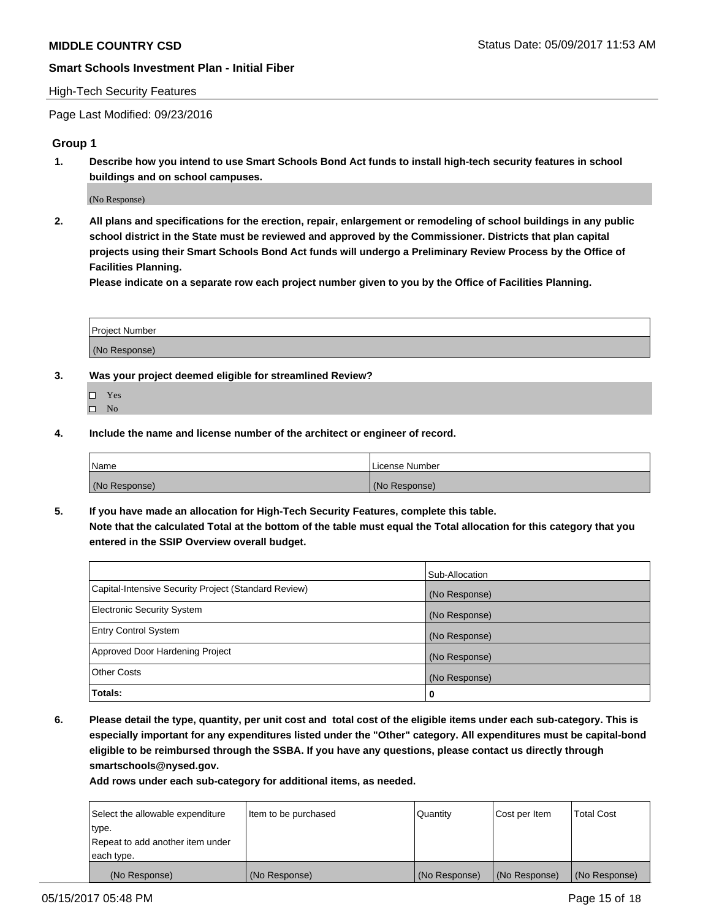**MIDDLE COUNTRY CSD** Status Date: 05/09/2017 11:53 AM

**Smart Schools Investment Plan - Initial Fiber**

High-Tech Security Features

Page Last Modified: 09/23/2016

## Group 1

**1. Describe how you intend to use Smart Schools Bond Act funds to install high-tech security features in school buildings and on school campuses.**

(No Response)

**2. All plans and specifications for the erection, repair, enlargement or remodeling of school buildings in any public school district in the State must be reviewed and approved by the Commissioner. Districts that plan capital projects using their Smart Schools Bond Act funds will undergo a Preliminary Review Process by the Office of Facilities Planning.**

**Please indicate on a separate row each project number given to you by the Office of Facilities Planning.**

| Project Number |
|---|
| (No Response) |

**3. Was your project deemed eligible for streamlined Review?**

- ☐ Yes
- ☐ No

**4. Include the name and license number of the architect or engineer of record.**

| Name | License Number |
|---|---|
| (No Response) | (No Response) |

**5. If you have made an allocation for High-Tech Security Features, complete this table.**
**Note that the calculated Total at the bottom of the table must equal the Total allocation for this category that you entered in the SSIP Overview overall budget.**

| | Sub-Allocation |
|---|---|
| Capital-Intensive Security Project (Standard Review) | (No Response) |
| Electronic Security System | (No Response) |
| Entry Control System | (No Response) |
| Approved Door Hardening Project | (No Response) |
| Other Costs | (No Response) |
| **Totals:** | **0** |

**6. Please detail the type, quantity, per unit cost and total cost of the eligible items under each sub-category. This is especially important for any expenditures listed under the "Other" category. All expenditures must be capital-bond eligible to be reimbursed through the SSBA. If you have any questions, please contact us directly through smartschools@nysed.gov.**

**Add rows under each sub-category for additional items, as needed.**

| Select the allowable expenditure type. Repeat to add another item under each type. | Item to be purchased | Quantity | Cost per Item | Total Cost |
|---|---|---|---|---|
| (No Response) | (No Response) | (No Response) | (No Response) | (No Response) |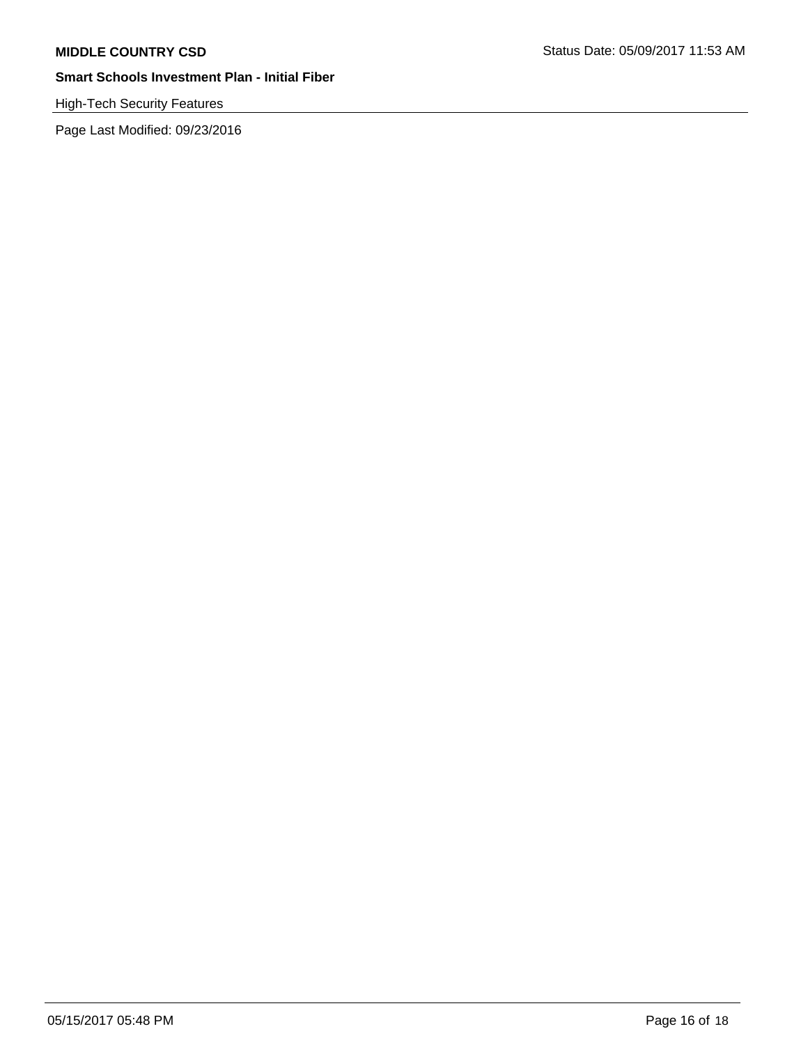High-Tech Security Features

Page Last Modified: 09/23/2016